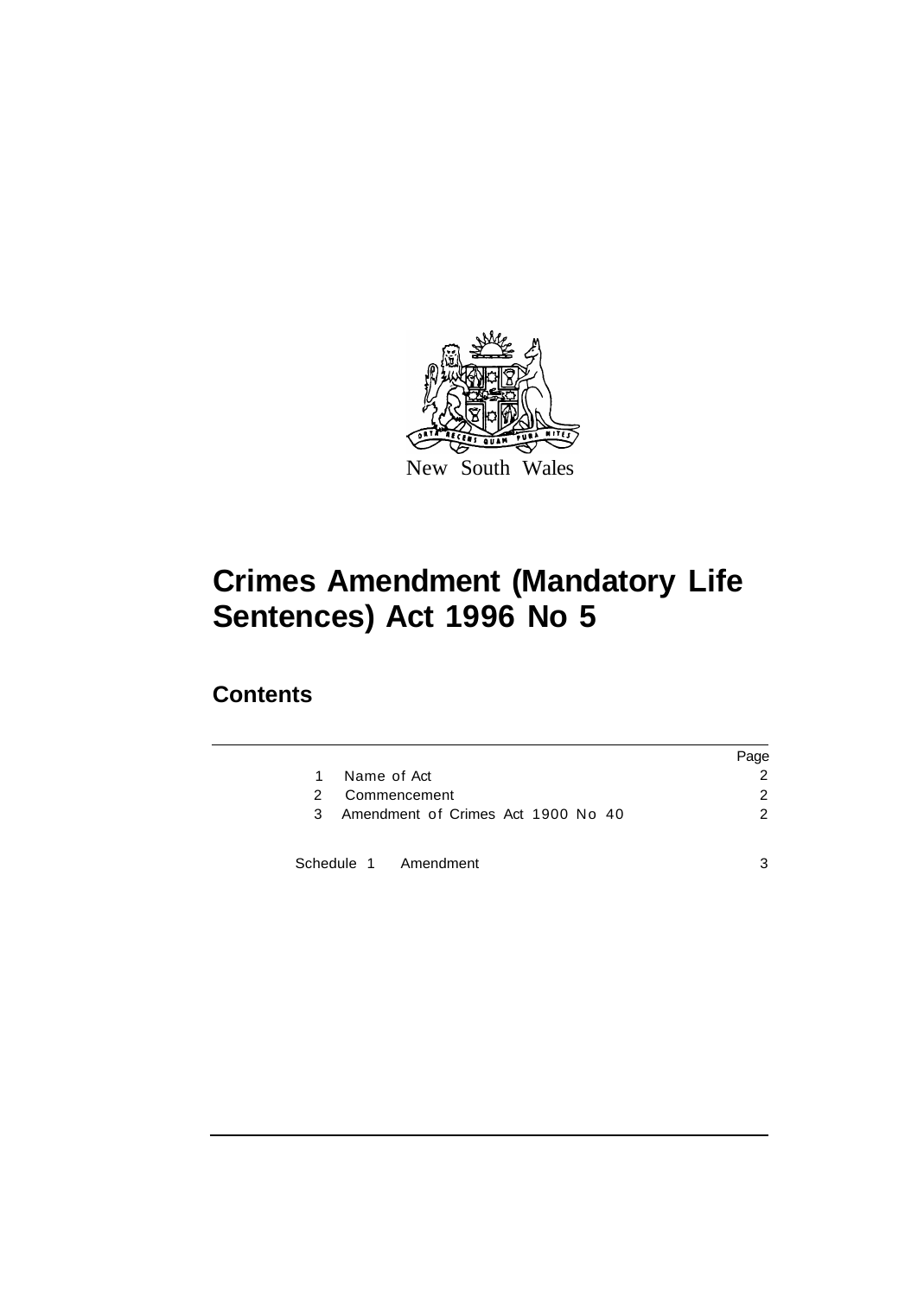New South Wales

# Crimes Amendment (Mandatory Life Sentences) Act 1996 No 5

## Contents

| | | Page |
|---|---|---|
| 1 | Name of Act | 2 |
| 2 | Commencement | 2 |
| 3 | Amendment of Crimes Act 1900 No 40 | 2 |
| Schedule 1 | Amendment | 3 |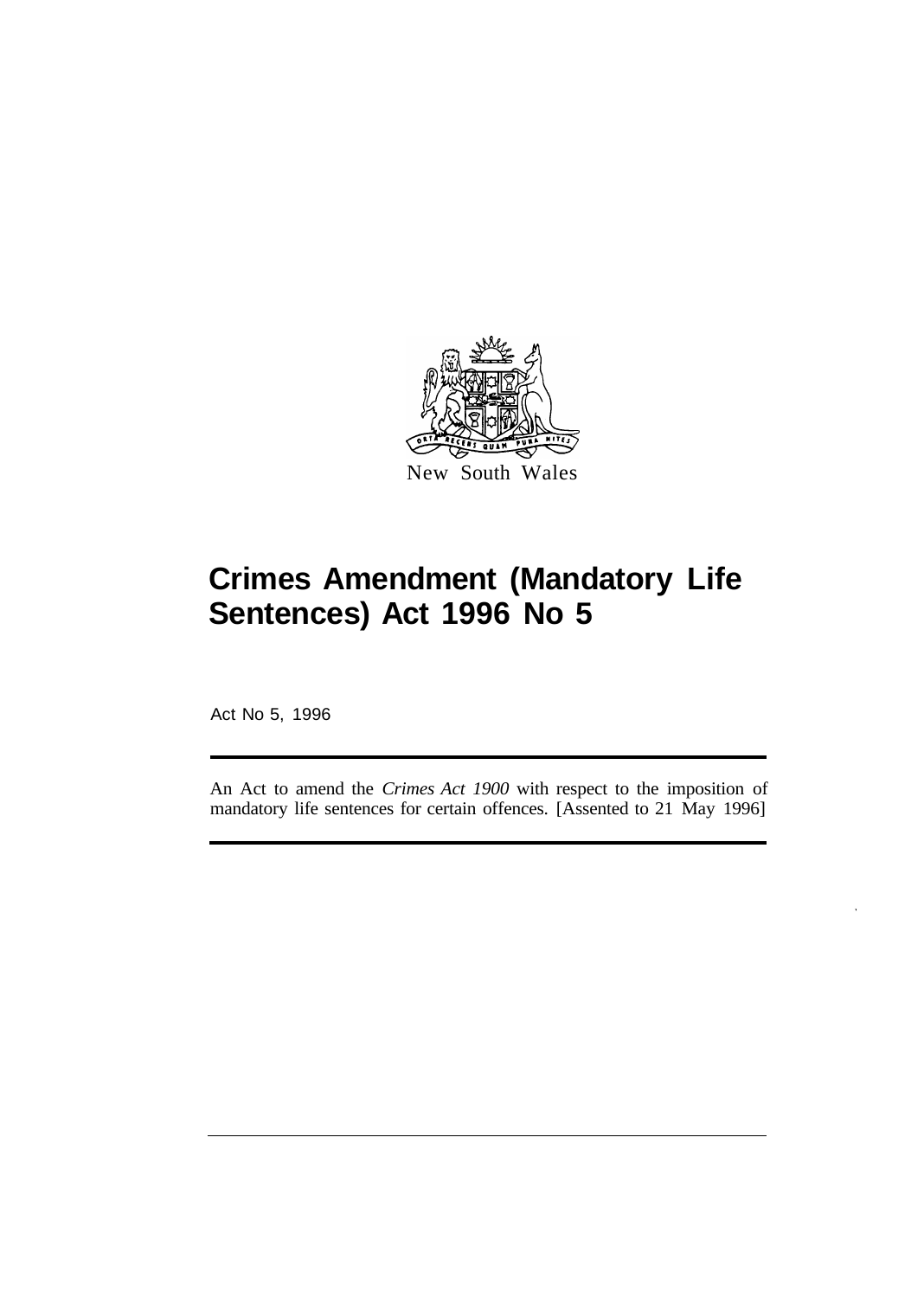New South Wales

# Crimes Amendment (Mandatory Life Sentences) Act 1996 No 5

Act No 5, 1996

An Act to amend the *Crimes Act 1900* with respect to the imposition of mandatory life sentences for certain offences. [Assented to 21 May 1996]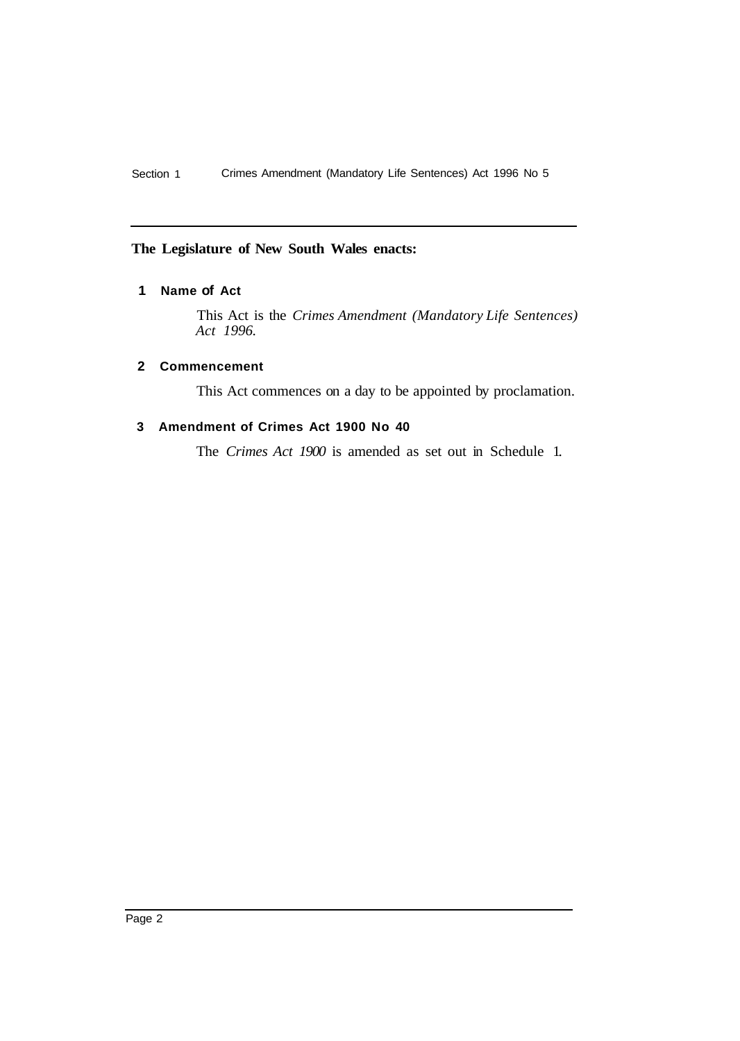**The Legislature of New South Wales enacts:**

## 1 Name of Act

This Act is the *Crimes Amendment (Mandatory Life Sentences) Act 1996*.

## 2 Commencement

This Act commences on a day to be appointed by proclamation.

## 3 Amendment of Crimes Act 1900 No 40

The *Crimes Act 1900* is amended as set out in Schedule 1.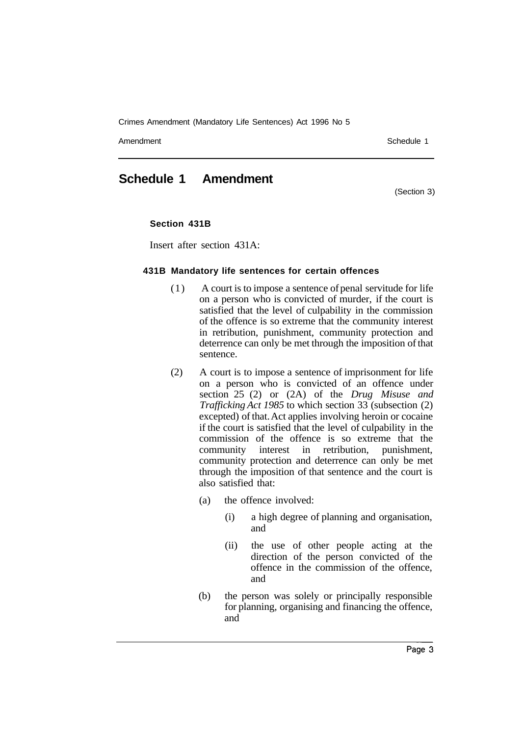## Schedule 1 Amendment

(Section 3)

**Section 431B**

Insert after section 431A:

**431B Mandatory life sentences for certain offences**

(1) A court is to impose a sentence of penal servitude for life on a person who is convicted of murder, if the court is satisfied that the level of culpability in the commission of the offence is so extreme that the community interest in retribution, punishment, community protection and deterrence can only be met through the imposition of that sentence.

(2) A court is to impose a sentence of imprisonment for life on a person who is convicted of an offence under section 25 (2) or (2A) of the *Drug Misuse and Trafficking Act 1985* to which section 33 (subsection (2) excepted) of that Act applies involving heroin or cocaine if the court is satisfied that the level of culpability in the commission of the offence is so extreme that the community interest in retribution, punishment, community protection and deterrence can only be met through the imposition of that sentence and the court is also satisfied that:

(a) the offence involved:

(i) a high degree of planning and organisation, and

(ii) the use of other people acting at the direction of the person convicted of the offence in the commission of the offence, and

(b) the person was solely or principally responsible for planning, organising and financing the offence, and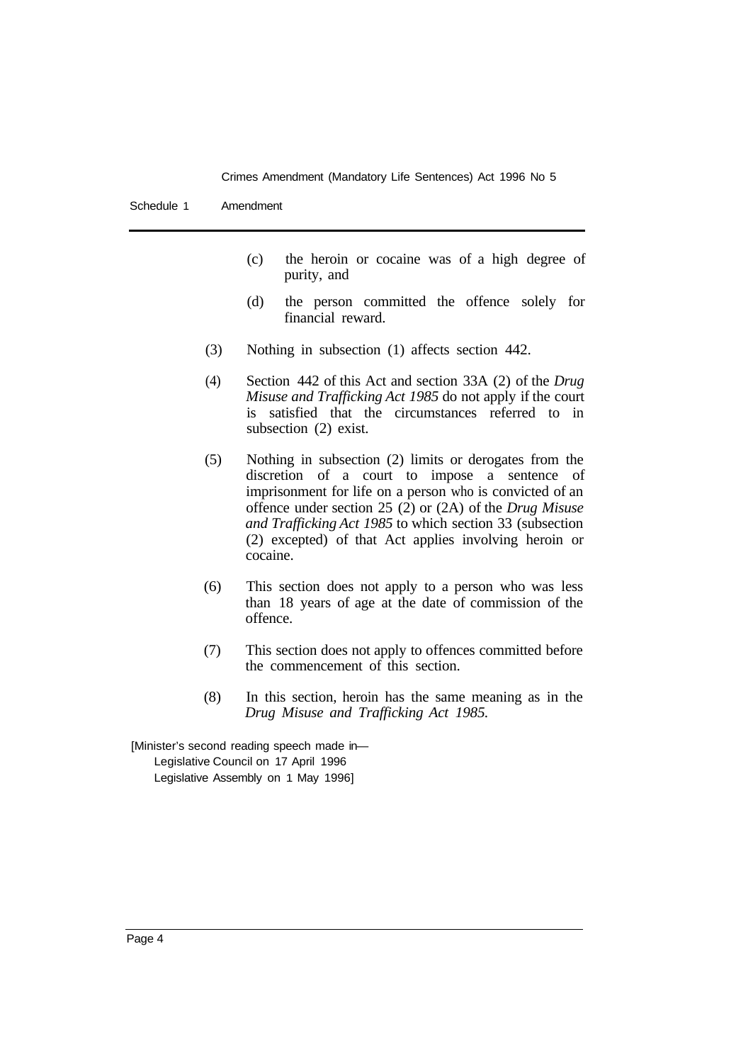(c) the heroin or cocaine was of a high degree of purity, and

(d) the person committed the offence solely for financial reward.

(3) Nothing in subsection (1) affects section 442.

(4) Section 442 of this Act and section 33A (2) of the *Drug Misuse and Trafficking Act 1985* do not apply if the court is satisfied that the circumstances referred to in subsection (2) exist.

(5) Nothing in subsection (2) limits or derogates from the discretion of a court to impose a sentence of imprisonment for life on a person who is convicted of an offence under section 25 (2) or (2A) of the *Drug Misuse and Trafficking Act 1985* to which section 33 (subsection (2) excepted) of that Act applies involving heroin or cocaine.

(6) This section does not apply to a person who was less than 18 years of age at the date of commission of the offence.

(7) This section does not apply to offences committed before the commencement of this section.

(8) In this section, heroin has the same meaning as in the *Drug Misuse and Trafficking Act 1985.*

[Minister's second reading speech made in—
Legislative Council on 17 April 1996
Legislative Assembly on 1 May 1996]